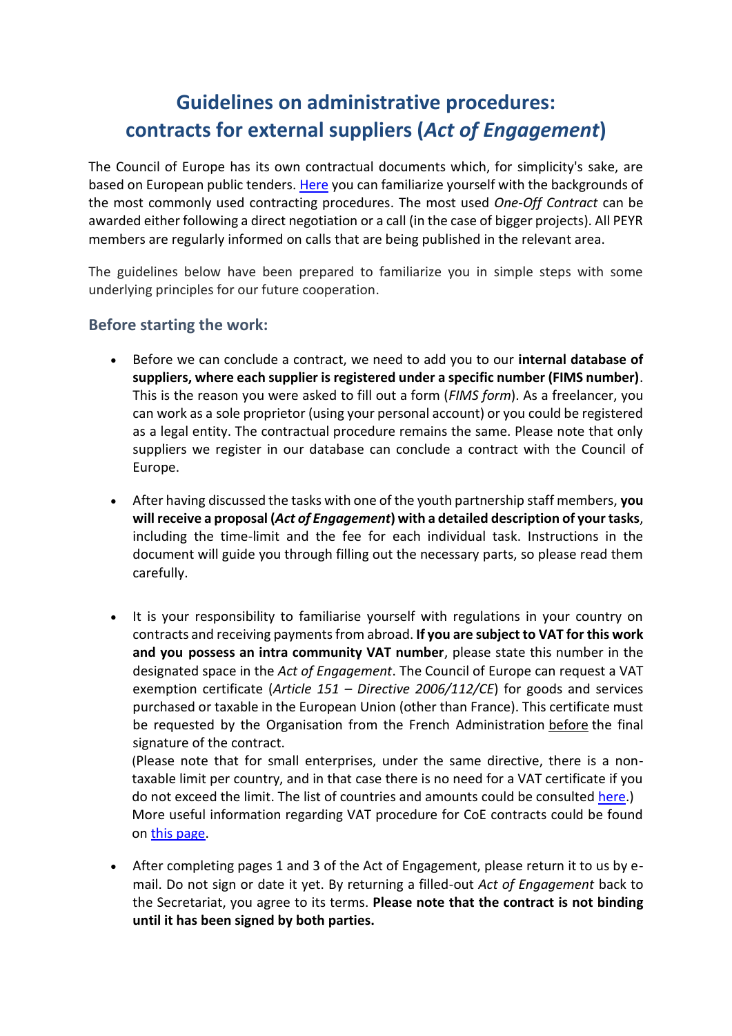# Guidelines on administrative procedures: contracts for external suppliers (*Act of Engagement*)

The Council of Europe has its own contractual documents which, for simplicity's sake, are based on European public tenders. Here you can familiarize yourself with the backgrounds of the most commonly used contracting procedures. The most used *One-Off Contract* can be awarded either following a direct negotiation or a call (in the case of bigger projects). All PEYR members are regularly informed on calls that are being published in the relevant area.

The guidelines below have been prepared to familiarize you in simple steps with some underlying principles for our future cooperation.

## Before starting the work:

- Before we can conclude a contract, we need to add you to our **internal database of suppliers, where each supplier is registered under a specific number (FIMS number)**. This is the reason you were asked to fill out a form (*FIMS form*). As a freelancer, you can work as a sole proprietor (using your personal account) or you could be registered as a legal entity. The contractual procedure remains the same. Please note that only suppliers we register in our database can conclude a contract with the Council of Europe.

- After having discussed the tasks with one of the youth partnership staff members, **you will receive a proposal (*Act of Engagement*) with a detailed description of your tasks**, including the time-limit and the fee for each individual task. Instructions in the document will guide you through filling out the necessary parts, so please read them carefully.

- It is your responsibility to familiarise yourself with regulations in your country on contracts and receiving payments from abroad. **If you are subject to VAT for this work and you possess an intra community VAT number**, please state this number in the designated space in the *Act of Engagement*. The Council of Europe can request a VAT exemption certificate (*Article 151 – Directive 2006/112/CE*) for goods and services purchased or taxable in the European Union (other than France). This certificate must be requested by the Organisation from the French Administration before the final signature of the contract.
  (Please note that for small enterprises, under the same directive, there is a non-taxable limit per country, and in that case there is no need for a VAT certificate if you do not exceed the limit. The list of countries and amounts could be consulted here.)
  More useful information regarding VAT procedure for CoE contracts could be found on this page.

- After completing pages 1 and 3 of the Act of Engagement, please return it to us by e-mail. Do not sign or date it yet. By returning a filled-out *Act of Engagement* back to the Secretariat, you agree to its terms. **Please note that the contract is not binding until it has been signed by both parties.**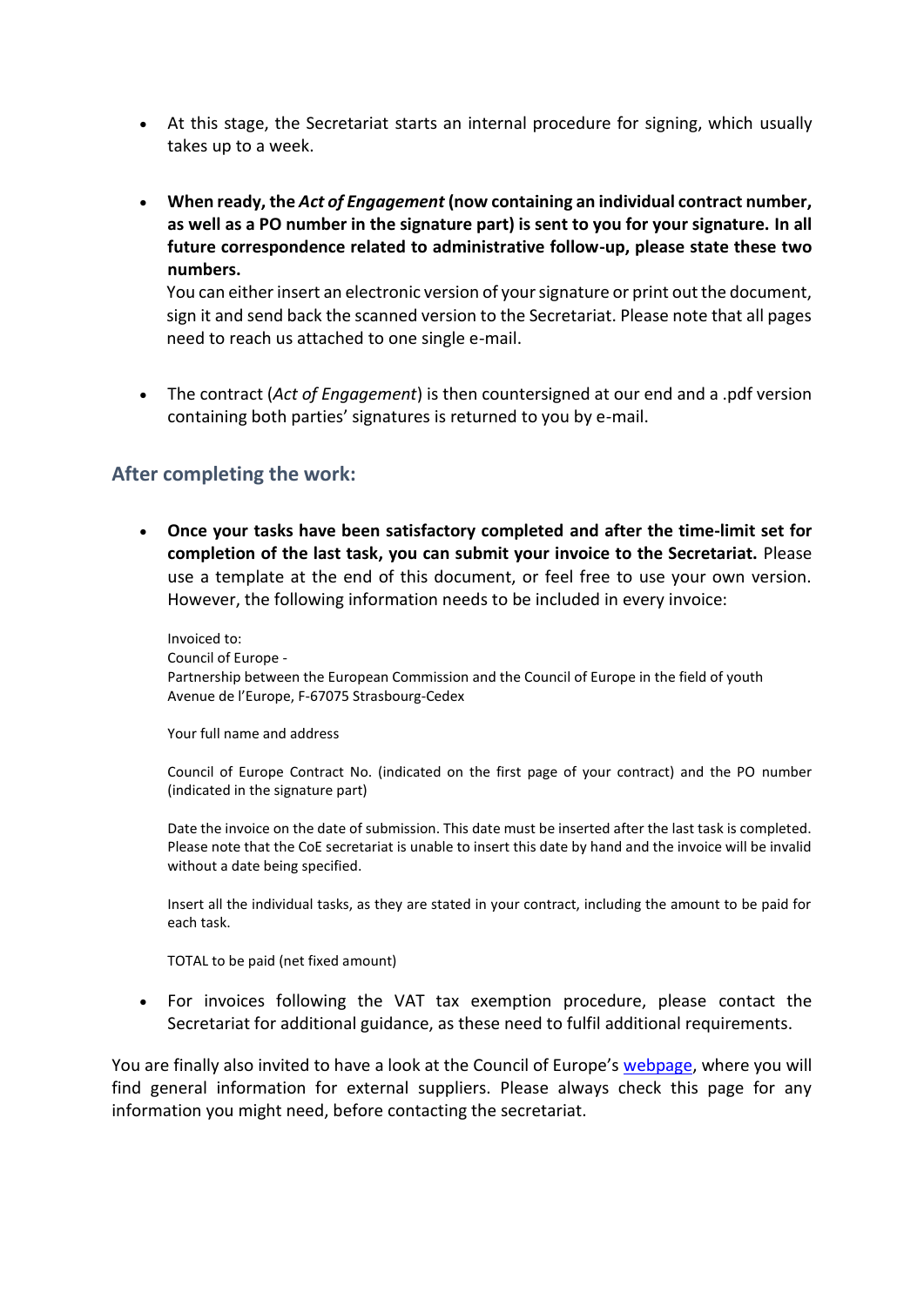- At this stage, the Secretariat starts an internal procedure for signing, which usually takes up to a week.

- **When ready, the *Act of Engagement* (now containing an individual contract number, as well as a PO number in the signature part) is sent to you for your signature. In all future correspondence related to administrative follow-up, please state these two numbers.**
  You can either insert an electronic version of your signature or print out the document, sign it and send back the scanned version to the Secretariat. Please note that all pages need to reach us attached to one single e-mail.

- The contract (*Act of Engagement*) is then countersigned at our end and a .pdf version containing both parties' signatures is returned to you by e-mail.

## After completing the work:

- **Once your tasks have been satisfactory completed and after the time-limit set for completion of the last task, you can submit your invoice to the Secretariat.** Please use a template at the end of this document, or feel free to use your own version. However, the following information needs to be included in every invoice:

  Invoiced to:
  Council of Europe -
  Partnership between the European Commission and the Council of Europe in the field of youth
  Avenue de l'Europe, F-67075 Strasbourg-Cedex

  Your full name and address

  Council of Europe Contract No. (indicated on the first page of your contract) and the PO number (indicated in the signature part)

  Date the invoice on the date of submission. This date must be inserted after the last task is completed. Please note that the CoE secretariat is unable to insert this date by hand and the invoice will be invalid without a date being specified.

  Insert all the individual tasks, as they are stated in your contract, including the amount to be paid for each task.

  TOTAL to be paid (net fixed amount)

- For invoices following the VAT tax exemption procedure, please contact the Secretariat for additional guidance, as these need to fulfil additional requirements.

You are finally also invited to have a look at the Council of Europe's webpage, where you will find general information for external suppliers. Please always check this page for any information you might need, before contacting the secretariat.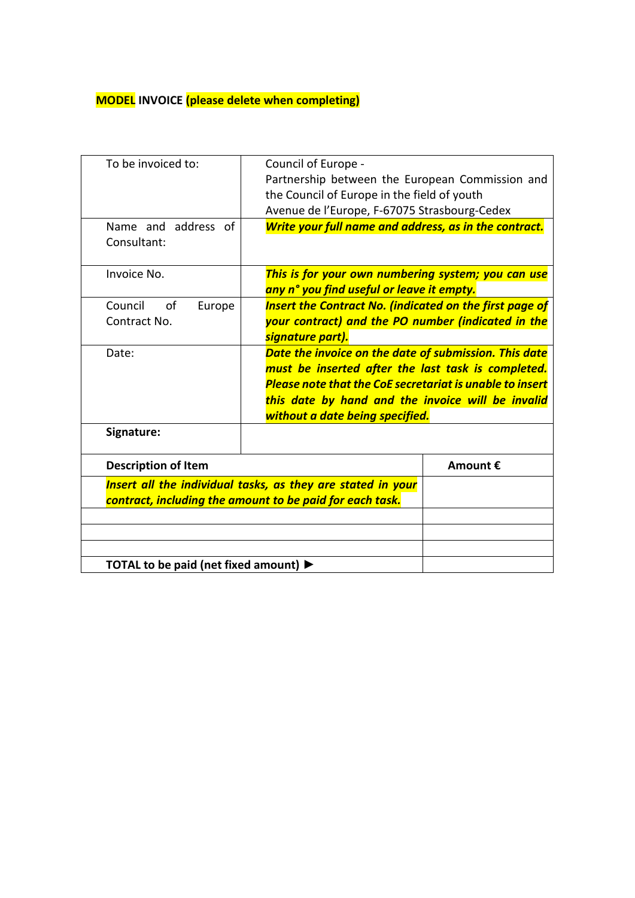**MODEL INVOICE (please delete when completing)**

| | |
|---|---|
| To be invoiced to: | Council of Europe - Partnership between the European Commission and the Council of Europe in the field of youth Avenue de l'Europe, F-67075 Strasbourg-Cedex |
| Name and address of Consultant: | ***Write your full name and address, as in the contract.*** |
| Invoice No. | ***This is for your own numbering system; you can use any n° you find useful or leave it empty.*** |
| Council of Europe Contract No. | ***Insert the Contract No. (indicated on the first page of your contract) and the PO number (indicated in the signature part).*** |
| Date: | ***Date the invoice on the date of submission. This date must be inserted after the last task is completed. Please note that the CoE secretariat is unable to insert this date by hand and the invoice will be invalid without a date being specified.*** |
| **Signature:** | |

| **Description of Item** | **Amount €** |
|---|---|
| ***Insert all the individual tasks, as they are stated in your contract, including the amount to be paid for each task.*** | |
| | |
| | |
| | |
| **TOTAL to be paid (net fixed amount) ►** | |